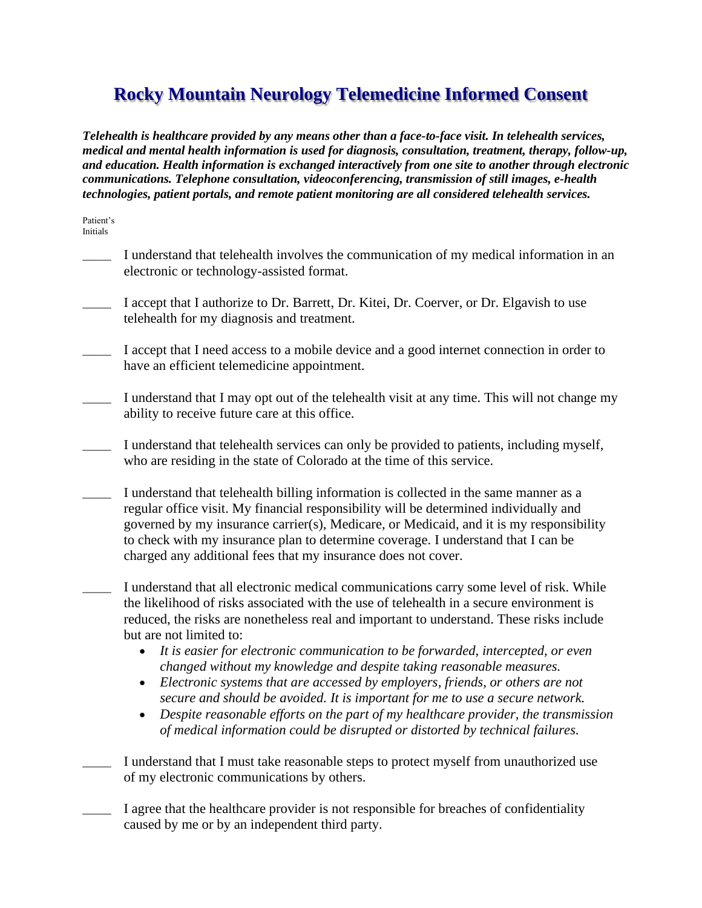# Rocky Mountain Neurology Telemedicine Informed Consent

***Telehealth is healthcare provided by any means other than a face-to-face visit. In telehealth services, medical and mental health information is used for diagnosis, consultation, treatment, therapy, follow-up, and education. Health information is exchanged interactively from one site to another through electronic communications. Telephone consultation, videoconferencing, transmission of still images, e-health technologies, patient portals, and remote patient monitoring are all considered telehealth services.***

Patient's Initials

____ I understand that telehealth involves the communication of my medical information in an electronic or technology-assisted format.

____ I accept that I authorize to Dr. Barrett, Dr. Kitei, Dr. Coerver, or Dr. Elgavish to use telehealth for my diagnosis and treatment.

____ I accept that I need access to a mobile device and a good internet connection in order to have an efficient telemedicine appointment.

____ I understand that I may opt out of the telehealth visit at any time. This will not change my ability to receive future care at this office.

____ I understand that telehealth services can only be provided to patients, including myself, who are residing in the state of Colorado at the time of this service.

____ I understand that telehealth billing information is collected in the same manner as a regular office visit. My financial responsibility will be determined individually and governed by my insurance carrier(s), Medicare, or Medicaid, and it is my responsibility to check with my insurance plan to determine coverage. I understand that I can be charged any additional fees that my insurance does not cover.

____ I understand that all electronic medical communications carry some level of risk. While the likelihood of risks associated with the use of telehealth in a secure environment is reduced, the risks are nonetheless real and important to understand. These risks include but are not limited to:

- *It is easier for electronic communication to be forwarded, intercepted, or even changed without my knowledge and despite taking reasonable measures.*
- *Electronic systems that are accessed by employers, friends, or others are not secure and should be avoided. It is important for me to use a secure network.*
- *Despite reasonable efforts on the part of my healthcare provider, the transmission of medical information could be disrupted or distorted by technical failures.*

____ I understand that I must take reasonable steps to protect myself from unauthorized use of my electronic communications by others.

____ I agree that the healthcare provider is not responsible for breaches of confidentiality caused by me or by an independent third party.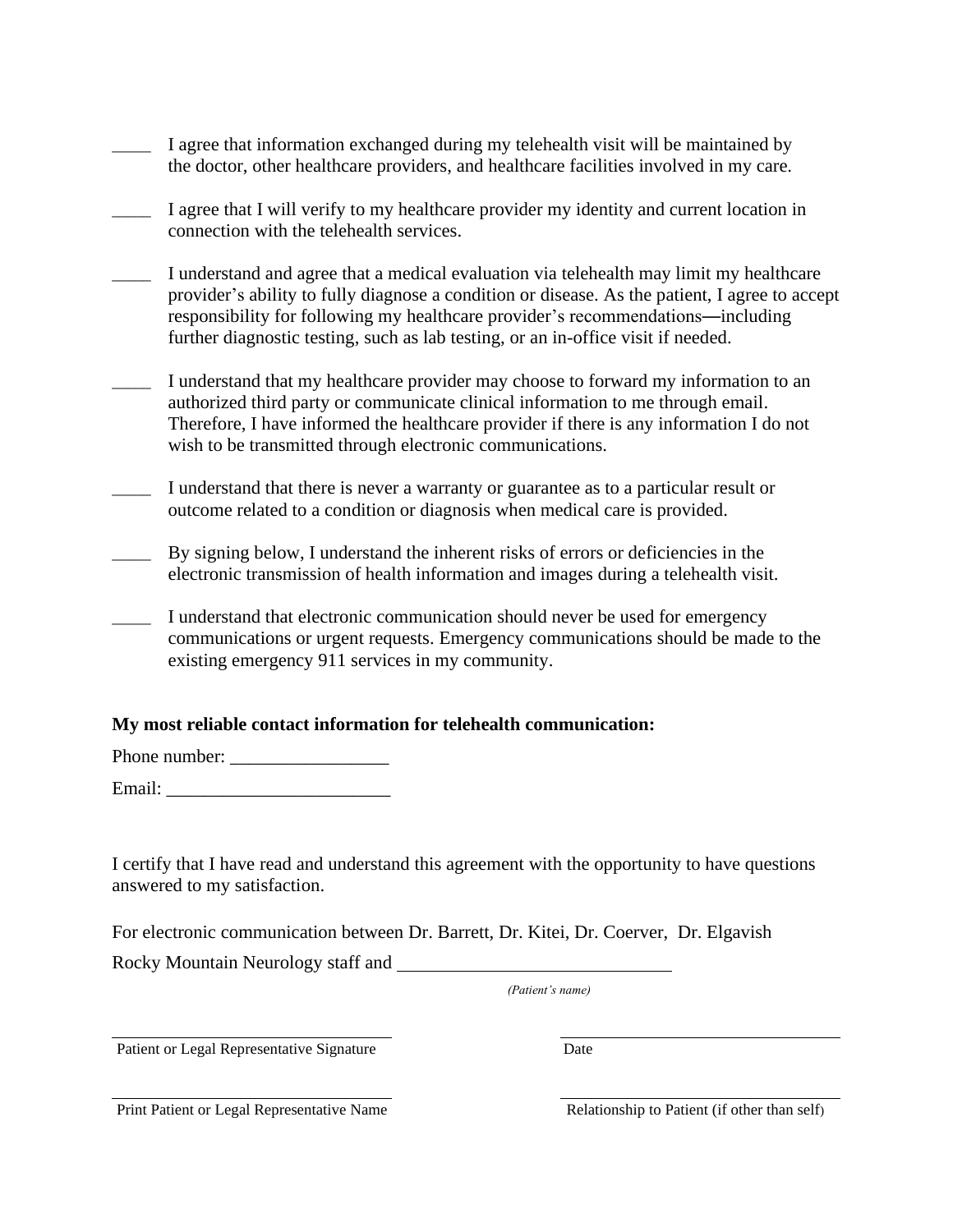____ I agree that information exchanged during my telehealth visit will be maintained by the doctor, other healthcare providers, and healthcare facilities involved in my care.

____ I agree that I will verify to my healthcare provider my identity and current location in connection with the telehealth services.

____ I understand and agree that a medical evaluation via telehealth may limit my healthcare provider's ability to fully diagnose a condition or disease. As the patient, I agree to accept responsibility for following my healthcare provider's recommendations—including further diagnostic testing, such as lab testing, or an in-office visit if needed.

____ I understand that my healthcare provider may choose to forward my information to an authorized third party or communicate clinical information to me through email. Therefore, I have informed the healthcare provider if there is any information I do not wish to be transmitted through electronic communications.

____ I understand that there is never a warranty or guarantee as to a particular result or outcome related to a condition or diagnosis when medical care is provided.

____ By signing below, I understand the inherent risks of errors or deficiencies in the electronic transmission of health information and images during a telehealth visit.

____ I understand that electronic communication should never be used for emergency communications or urgent requests. Emergency communications should be made to the existing emergency 911 services in my community.

**My most reliable contact information for telehealth communication:**

Phone number: _________________

Email: ________________________

I certify that I have read and understand this agreement with the opportunity to have questions answered to my satisfaction.

For electronic communication between Dr. Barrett, Dr. Kitei, Dr. Coerver, Dr. Elgavish

Rocky Mountain Neurology staff and ______________________________

*(Patient's name)*

______________________________ ______________________________

Patient or Legal Representative Signature Date

______________________________ ______________________________

Print Patient or Legal Representative Name Relationship to Patient (if other than self)